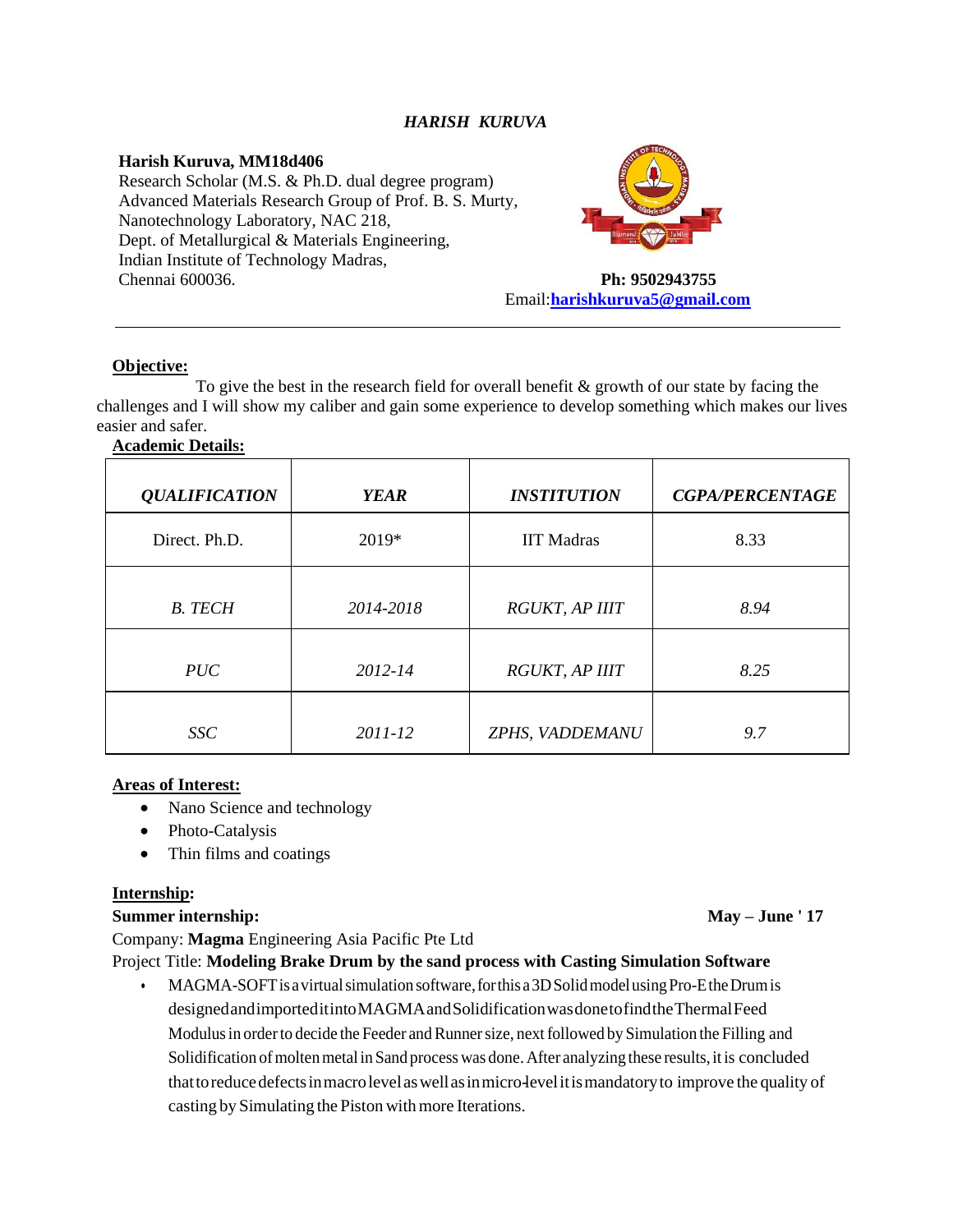# *HARISH KURUVA*

**Harish Kuruva, MM18d406**
Research Scholar (M.S. & Ph.D. dual degree program)
Advanced Materials Research Group of Prof. B. S. Murty,
Nanotechnology Laboratory, NAC 218,
Dept. of Metallurgical & Materials Engineering,
Indian Institute of Technology Madras,
Chennai 600036.

**Ph: 9502943755**
Email:**harishkuruva5@gmail.com**

---

**Objective:**

To give the best in the research field for overall benefit & growth of our state by facing the challenges and I will show my caliber and gain some experience to develop something which makes our lives easier and safer.

**Academic Details:**

| *QUALIFICATION* | *YEAR* | *INSTITUTION* | *CGPA/PERCENTAGE* |
| --- | --- | --- | --- |
| Direct. Ph.D. | 2019* | IIT Madras | 8.33 |
| *B. TECH* | *2014-2018* | *RGUKT, AP IIIT* | *8.94* |
| *PUC* | *2012-14* | *RGUKT, AP IIIT* | *8.25* |
| *SSC* | *2011-12* | *ZPHS, VADDEMANU* | *9.7* |

**Areas of Interest:**

- Nano Science and technology
- Photo-Catalysis
- Thin films and coatings

**Internship:**

**Summer internship:** **May – June ' 17**

Company: **Magma** Engineering Asia Pacific Pte Ltd

Project Title: **Modeling Brake Drum by the sand process with Casting Simulation Software**

- MAGMA-SOFT is a virtual simulation software, for this a 3D Solid model using Pro-E the Drum is designed and imported it into MAGMA and Solidification was done to find the Thermal Feed Modulus in order to decide the Feeder and Runner size, next followed by Simulation the Filling and Solidification of molten metal in Sand process was done. After analyzing these results, it is concluded that to reduce defects in macro level as well as in micro-level it is mandatory to improve the quality of casting by Simulating the Piston with more Iterations.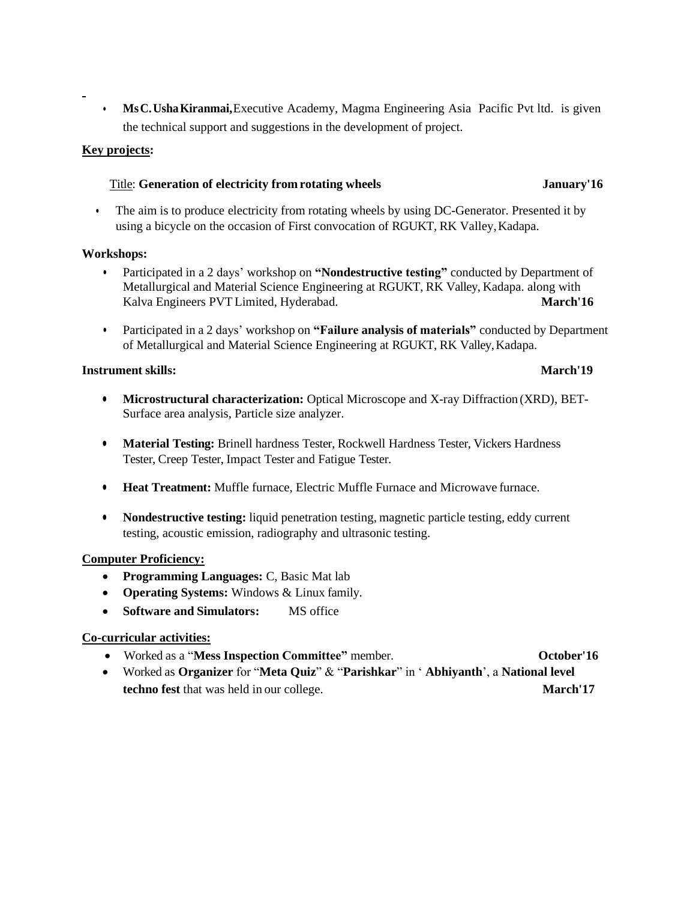- **Ms C. Usha Kiranmai,** Executive Academy, Magma Engineering Asia Pacific Pvt ltd. is given the technical support and suggestions in the development of project.

**Key projects:**

Title: **Generation of electricity from rotating wheels** **January'16**

- The aim is to produce electricity from rotating wheels by using DC-Generator. Presented it by using a bicycle on the occasion of First convocation of RGUKT, RK Valley, Kadapa.

**Workshops:**

- Participated in a 2 days' workshop on **"Nondestructive testing"** conducted by Department of Metallurgical and Material Science Engineering at RGUKT, RK Valley, Kadapa. along with Kalva Engineers PVT Limited, Hyderabad. **March'16**
- Participated in a 2 days' workshop on **"Failure analysis of materials"** conducted by Department of Metallurgical and Material Science Engineering at RGUKT, RK Valley, Kadapa.

**Instrument skills:** **March'19**

- **Microstructural characterization:** Optical Microscope and X-ray Diffraction (XRD), BET-Surface area analysis, Particle size analyzer.
- **Material Testing:** Brinell hardness Tester, Rockwell Hardness Tester, Vickers Hardness Tester, Creep Tester, Impact Tester and Fatigue Tester.
- **Heat Treatment:** Muffle furnace, Electric Muffle Furnace and Microwave furnace.
- **Nondestructive testing:** liquid penetration testing, magnetic particle testing, eddy current testing, acoustic emission, radiography and ultrasonic testing.

**Computer Proficiency:**

- **Programming Languages:** C, Basic Mat lab
- **Operating Systems:** Windows & Linux family.
- **Software and Simulators:** MS office

**Co-curricular activities:**

- Worked as a "**Mess Inspection Committee"** member. **October'16**
- Worked as **Organizer** for "**Meta Quiz**" & "**Parishkar**" in ' **Abhiyanth**', a **National level techno fest** that was held in our college. **March'17**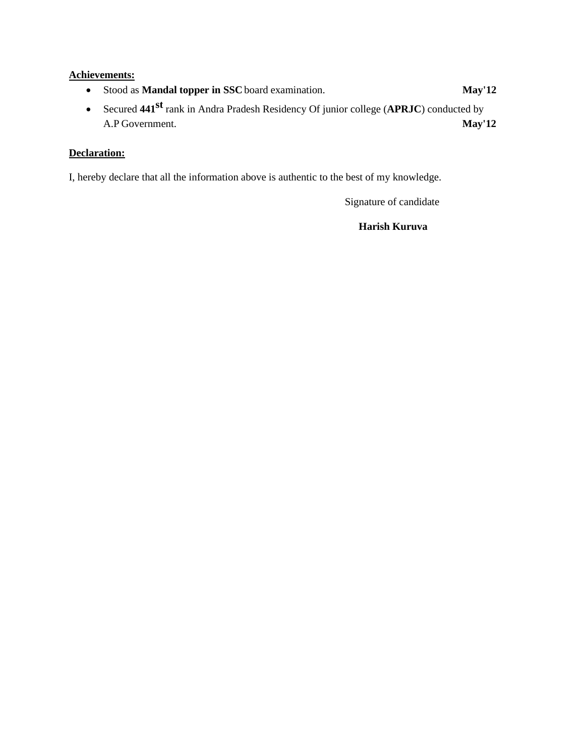**Achievements:**

- Stood as **Mandal topper in SSC** board examination. **May'12**
- Secured **441st** rank in Andra Pradesh Residency Of junior college (**APRJC**) conducted by A.P Government. **May'12**

**Declaration:**

I, hereby declare that all the information above is authentic to the best of my knowledge.

Signature of candidate

**Harish Kuruva**